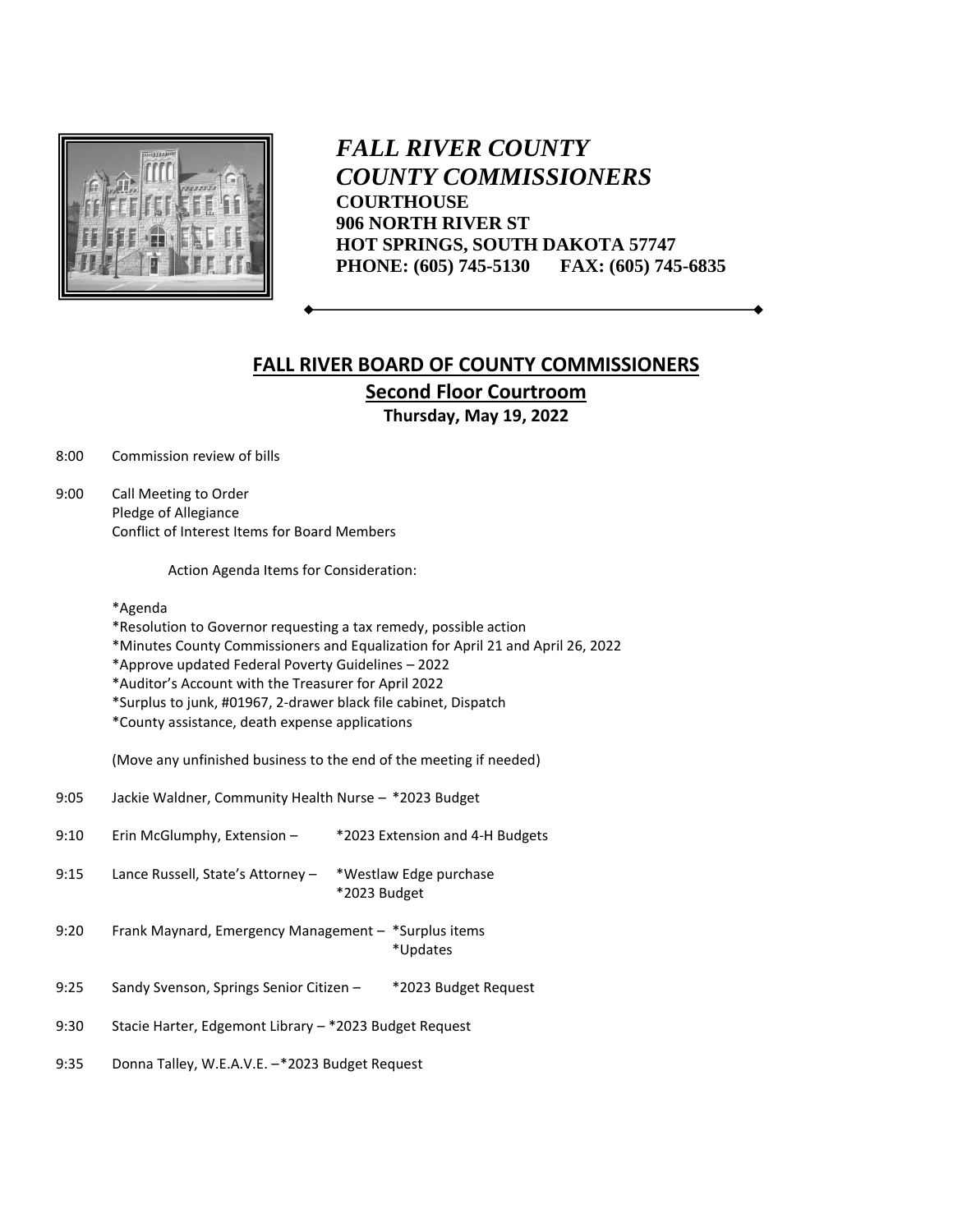# *FALL RIVER COUNTY*
# *COUNTY COMMISSIONERS*

**COURTHOUSE**
**906 NORTH RIVER ST**
**HOT SPRINGS, SOUTH DAKOTA 57747**
**PHONE: (605) 745-5130 FAX: (605) 745-6835**

## FALL RIVER BOARD OF COUNTY COMMISSIONERS

### Second Floor Courtroom

**Thursday, May 19, 2022**

8:00 Commission review of bills

9:00 Call Meeting to Order
Pledge of Allegiance
Conflict of Interest Items for Board Members

Action Agenda Items for Consideration:

*Agenda
*Resolution to Governor requesting a tax remedy, possible action
*Minutes County Commissioners and Equalization for April 21 and April 26, 2022
*Approve updated Federal Poverty Guidelines – 2022
*Auditor's Account with the Treasurer for April 2022
*Surplus to junk, #01967, 2-drawer black file cabinet, Dispatch
*County assistance, death expense applications

(Move any unfinished business to the end of the meeting if needed)

9:05 Jackie Waldner, Community Health Nurse – *2023 Budget

9:10 Erin McGlumphy, Extension – *2023 Extension and 4-H Budgets

9:15 Lance Russell, State's Attorney – *Westlaw Edge purchase
*2023 Budget

9:20 Frank Maynard, Emergency Management – *Surplus items
*Updates

9:25 Sandy Svenson, Springs Senior Citizen – *2023 Budget Request

9:30 Stacie Harter, Edgemont Library – *2023 Budget Request

9:35 Donna Talley, W.E.A.V.E. –*2023 Budget Request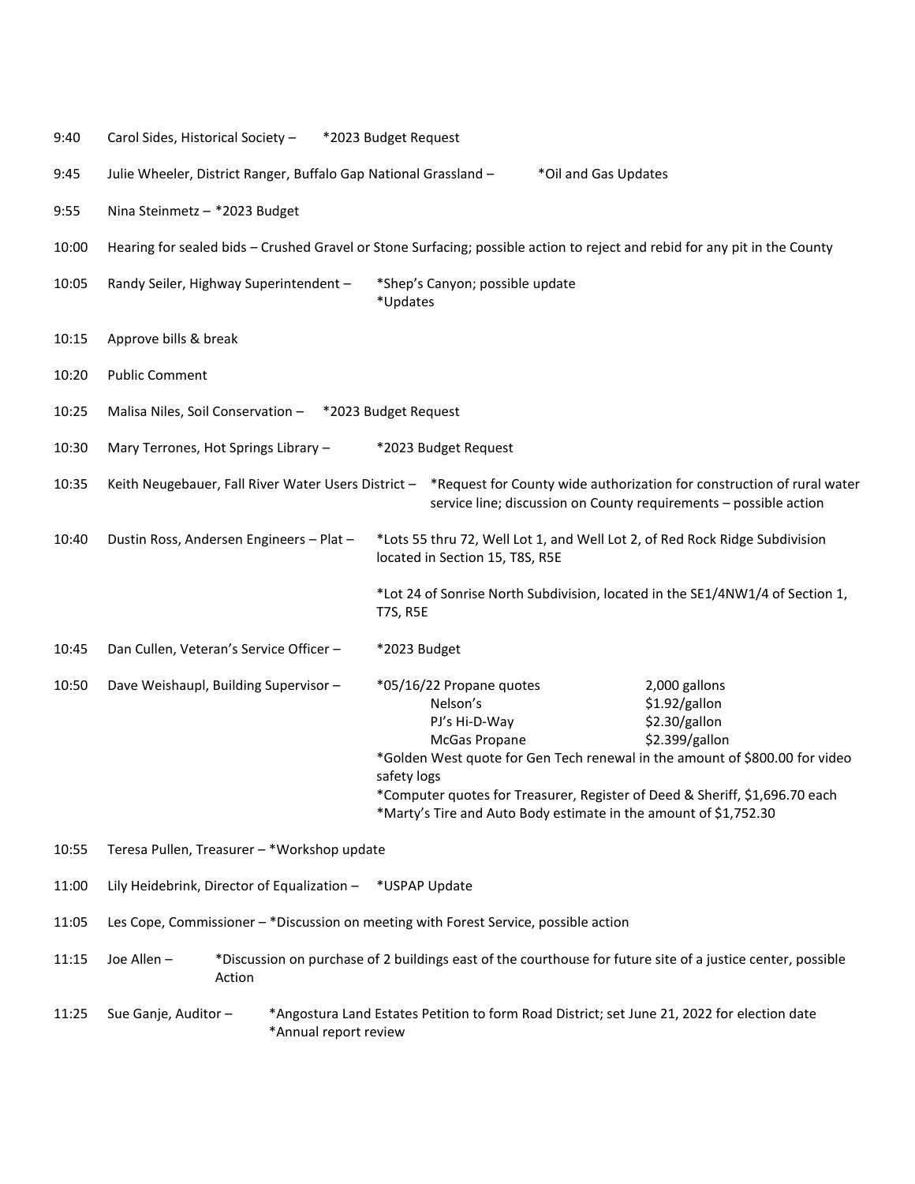| | | |
|---|---|---|
| 9:40 | Carol Sides, Historical Society – | *2023 Budget Request |
| 9:45 | Julie Wheeler, District Ranger, Buffalo Gap National Grassland – | *Oil and Gas Updates |
| 9:55 | Nina Steinmetz – *2023 Budget | |
| 10:00 | Hearing for sealed bids – Crushed Gravel or Stone Surfacing; possible action to reject and rebid for any pit in the County | |
| 10:05 | Randy Seiler, Highway Superintendent – | *Shep's Canyon; possible update<br>*Updates |
| 10:15 | Approve bills & break | |
| 10:20 | Public Comment | |
| 10:25 | Malisa Niles, Soil Conservation – | *2023 Budget Request |
| 10:30 | Mary Terrones, Hot Springs Library – | *2023 Budget Request |
| 10:35 | Keith Neugebauer, Fall River Water Users District – | *Request for County wide authorization for construction of rural water service line; discussion on County requirements – possible action |
| 10:40 | Dustin Ross, Andersen Engineers – Plat – | *Lots 55 thru 72, Well Lot 1, and Well Lot 2, of Red Rock Ridge Subdivision located in Section 15, T8S, R5E<br><br>*Lot 24 of Sonrise North Subdivision, located in the SE1/4NW1/4 of Section 1, T7S, R5E |
| 10:45 | Dan Cullen, Veteran's Service Officer – | *2023 Budget |
| 10:50 | Dave Weishaupl, Building Supervisor – | *05/16/22 Propane quotes — 2,000 gallons<br>Nelson's — $1.92/gallon<br>PJ's Hi-D-Way — $2.30/gallon<br>McGas Propane — $2.399/gallon<br>*Golden West quote for Gen Tech renewal in the amount of $800.00 for video safety logs<br>*Computer quotes for Treasurer, Register of Deed & Sheriff, $1,696.70 each<br>*Marty's Tire and Auto Body estimate in the amount of $1,752.30 |
| 10:55 | Teresa Pullen, Treasurer – *Workshop update | |
| 11:00 | Lily Heidebrink, Director of Equalization – | *USPAP Update |
| 11:05 | Les Cope, Commissioner – *Discussion on meeting with Forest Service, possible action | |
| 11:15 | Joe Allen – | *Discussion on purchase of 2 buildings east of the courthouse for future site of a justice center, possible Action |
| 11:25 | Sue Ganje, Auditor – | *Angostura Land Estates Petition to form Road District; set June 21, 2022 for election date<br>*Annual report review |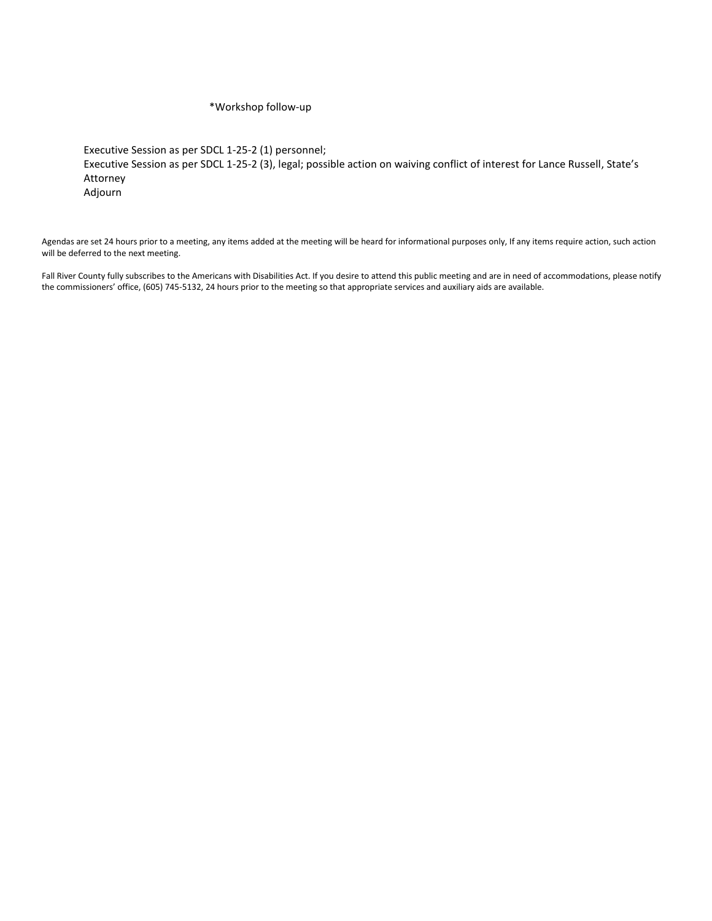*Workshop follow-up

Executive Session as per SDCL 1-25-2 (1) personnel;
Executive Session as per SDCL 1-25-2 (3), legal; possible action on waiving conflict of interest for Lance Russell, State's Attorney
Adjourn

Agendas are set 24 hours prior to a meeting, any items added at the meeting will be heard for informational purposes only, If any items require action, such action will be deferred to the next meeting.

Fall River County fully subscribes to the Americans with Disabilities Act. If you desire to attend this public meeting and are in need of accommodations, please notify the commissioners' office, (605) 745-5132, 24 hours prior to the meeting so that appropriate services and auxiliary aids are available.